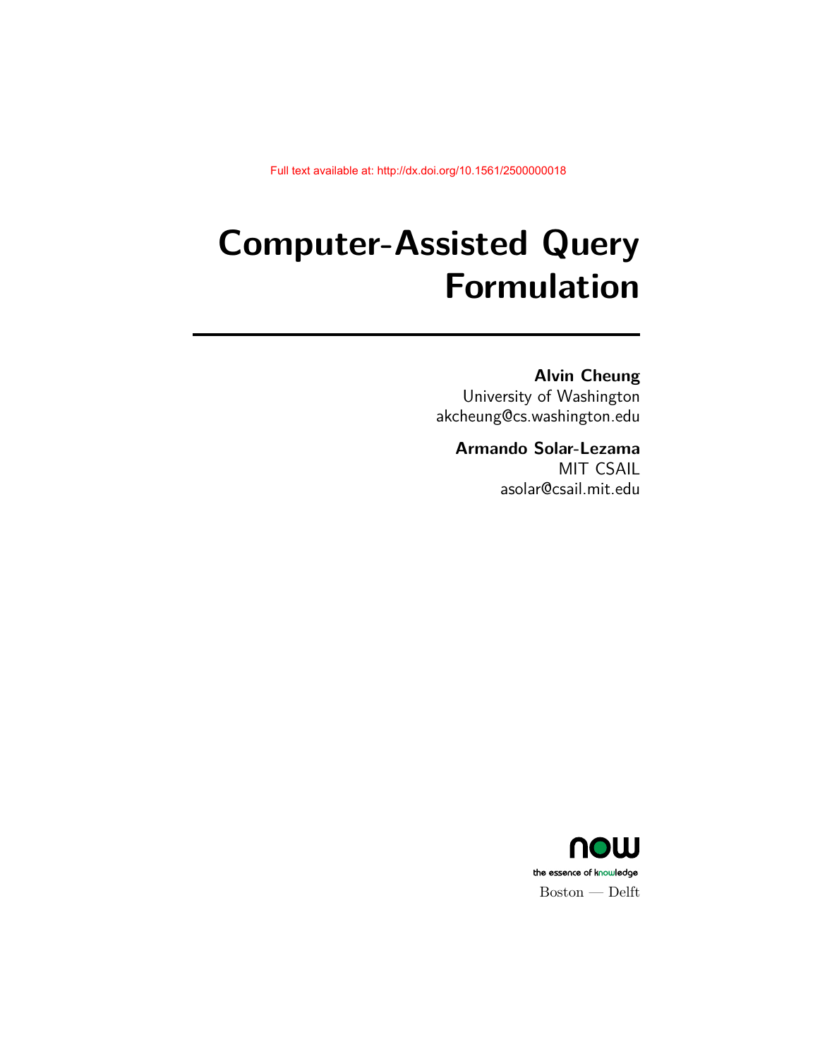Full text available at: http://dx.doi.org/10.1561/2500000018

# Computer-Assisted Query Formulation

**Alvin Cheung**
University of Washington
akcheung@cs.washington.edu

**Armando Solar-Lezama**
MIT CSAIL
asolar@csail.mit.edu

now
the essence of knowledge
Boston — Delft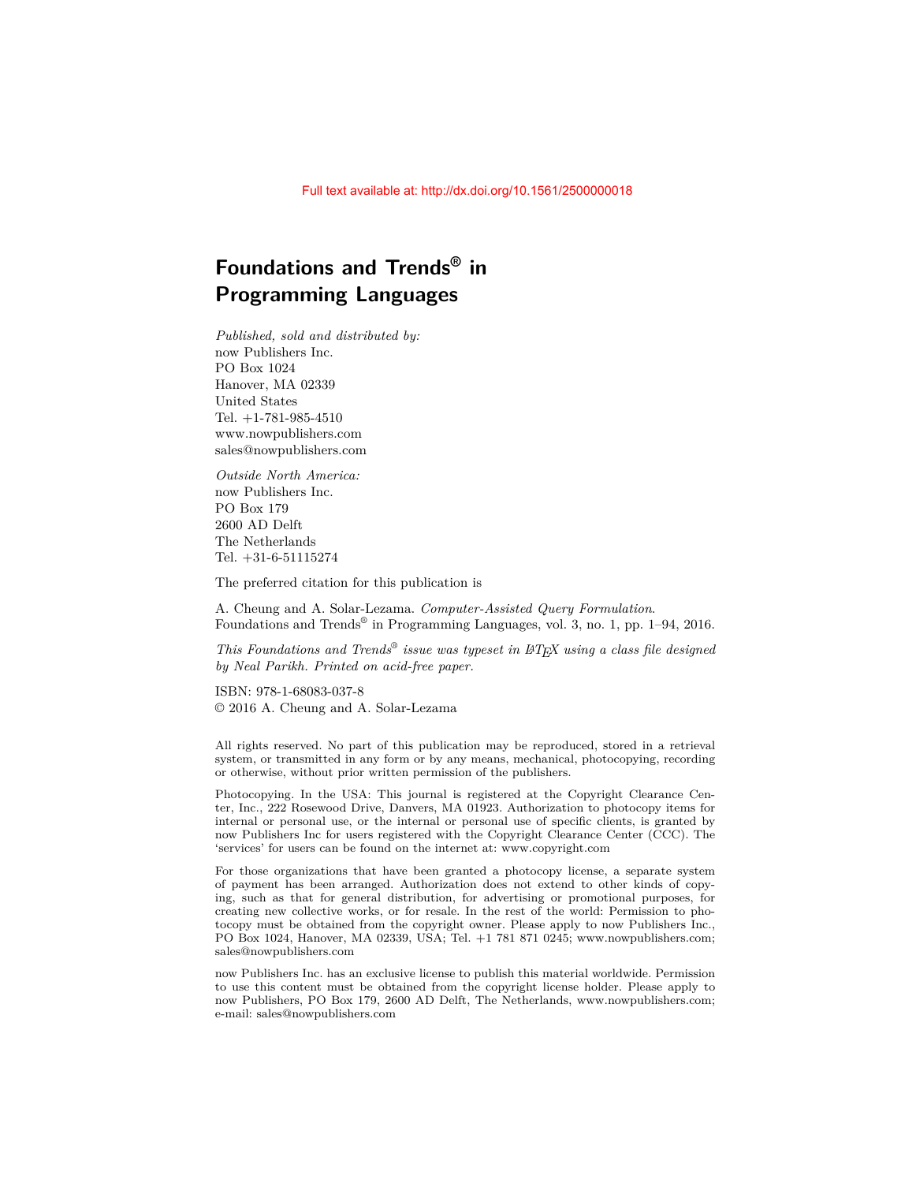Full text available at: http://dx.doi.org/10.1561/2500000018

# Foundations and Trends® in Programming Languages

*Published, sold and distributed by:*
now Publishers Inc.
PO Box 1024
Hanover, MA 02339
United States
Tel. +1-781-985-4510
www.nowpublishers.com
sales@nowpublishers.com

*Outside North America:*
now Publishers Inc.
PO Box 179
2600 AD Delft
The Netherlands
Tel. +31-6-51115274

The preferred citation for this publication is

A. Cheung and A. Solar-Lezama. *Computer-Assisted Query Formulation*. Foundations and Trends® in Programming Languages, vol. 3, no. 1, pp. 1–94, 2016.

*This Foundations and Trends® issue was typeset in LaTeX using a class file designed by Neal Parikh. Printed on acid-free paper.*

ISBN: 978-1-68083-037-8
© 2016 A. Cheung and A. Solar-Lezama

All rights reserved. No part of this publication may be reproduced, stored in a retrieval system, or transmitted in any form or by any means, mechanical, photocopying, recording or otherwise, without prior written permission of the publishers.

Photocopying. In the USA: This journal is registered at the Copyright Clearance Center, Inc., 222 Rosewood Drive, Danvers, MA 01923. Authorization to photocopy items for internal or personal use, or the internal or personal use of specific clients, is granted by now Publishers Inc for users registered with the Copyright Clearance Center (CCC). The 'services' for users can be found on the internet at: www.copyright.com

For those organizations that have been granted a photocopy license, a separate system of payment has been arranged. Authorization does not extend to other kinds of copying, such as that for general distribution, for advertising or promotional purposes, for creating new collective works, or for resale. In the rest of the world: Permission to photocopy must be obtained from the copyright owner. Please apply to now Publishers Inc., PO Box 1024, Hanover, MA 02339, USA; Tel. +1 781 871 0245; www.nowpublishers.com; sales@nowpublishers.com

now Publishers Inc. has an exclusive license to publish this material worldwide. Permission to use this content must be obtained from the copyright license holder. Please apply to now Publishers, PO Box 179, 2600 AD Delft, The Netherlands, www.nowpublishers.com; e-mail: sales@nowpublishers.com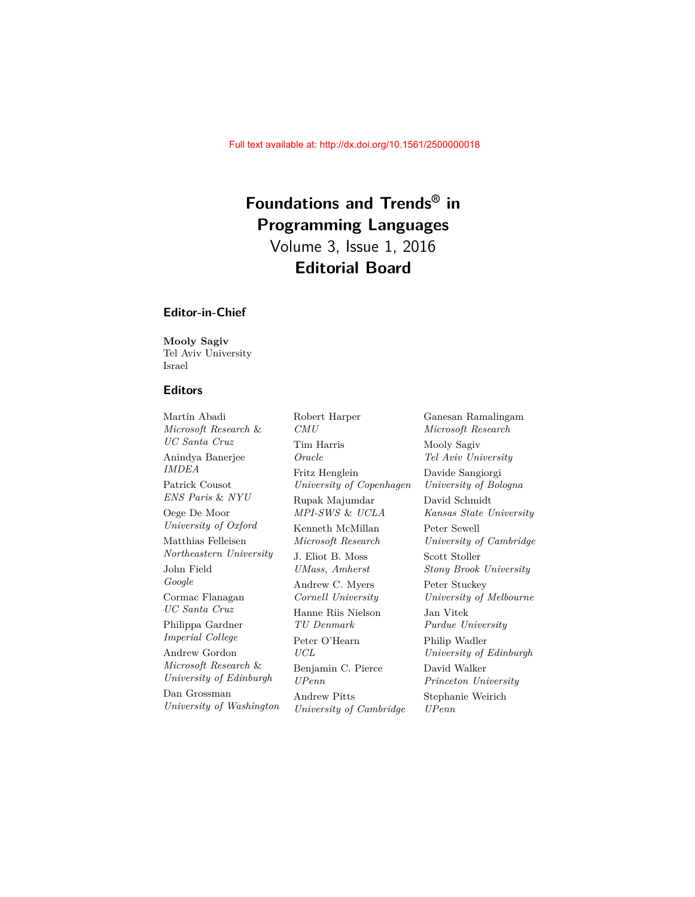Full text available at: http://dx.doi.org/10.1561/2500000018

# Foundations and Trends® in Programming Languages

Volume 3, Issue 1, 2016

## Editorial Board

### Editor-in-Chief

**Mooly Sagiv**
Tel Aviv University
Israel

### Editors

Martín Abadi
*Microsoft Research & UC Santa Cruz*

Anindya Banerjee
*IMDEA*

Patrick Cousot
*ENS Paris & NYU*

Oege De Moor
*University of Oxford*

Matthias Felleisen
*Northeastern University*

John Field
*Google*

Cormac Flanagan
*UC Santa Cruz*

Philippa Gardner
*Imperial College*

Andrew Gordon
*Microsoft Research & University of Edinburgh*

Dan Grossman
*University of Washington*

Robert Harper
*CMU*

Tim Harris
*Oracle*

Fritz Henglein
*University of Copenhagen*

Rupak Majumdar
*MPI-SWS & UCLA*

Kenneth McMillan
*Microsoft Research*

J. Eliot B. Moss
*UMass, Amherst*

Andrew C. Myers
*Cornell University*

Hanne Riis Nielson
*TU Denmark*

Peter O'Hearn
*UCL*

Benjamin C. Pierce
*UPenn*

Andrew Pitts
*University of Cambridge*

Ganesan Ramalingam
*Microsoft Research*

Mooly Sagiv
*Tel Aviv University*

Davide Sangiorgi
*University of Bologna*

David Schmidt
*Kansas State University*

Peter Sewell
*University of Cambridge*

Scott Stoller
*Stony Brook University*

Peter Stuckey
*University of Melbourne*

Jan Vitek
*Purdue University*

Philip Wadler
*University of Edinburgh*

David Walker
*Princeton University*

Stephanie Weirich
*UPenn*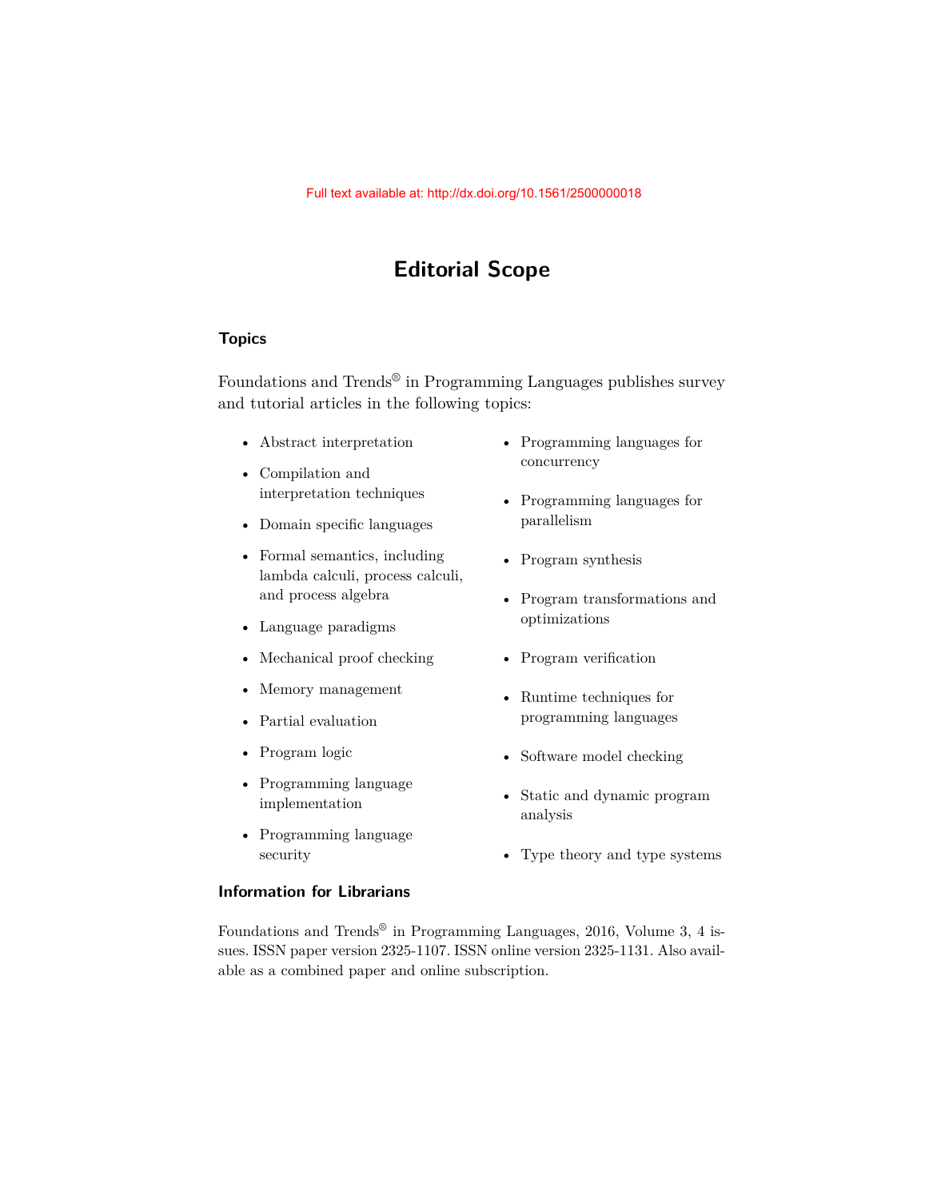# Editorial Scope

## Topics

Foundations and Trends® in Programming Languages publishes survey and tutorial articles in the following topics:

- Abstract interpretation
- Compilation and interpretation techniques
- Domain specific languages
- Formal semantics, including lambda calculi, process calculi, and process algebra
- Language paradigms
- Mechanical proof checking
- Memory management
- Partial evaluation
- Program logic
- Programming language implementation
- Programming language security
- Programming languages for concurrency
- Programming languages for parallelism
- Program synthesis
- Program transformations and optimizations
- Program verification
- Runtime techniques for programming languages
- Software model checking
- Static and dynamic program analysis
- Type theory and type systems

## Information for Librarians

Foundations and Trends® in Programming Languages, 2016, Volume 3, 4 issues. ISSN paper version 2325-1107. ISSN online version 2325-1131. Also available as a combined paper and online subscription.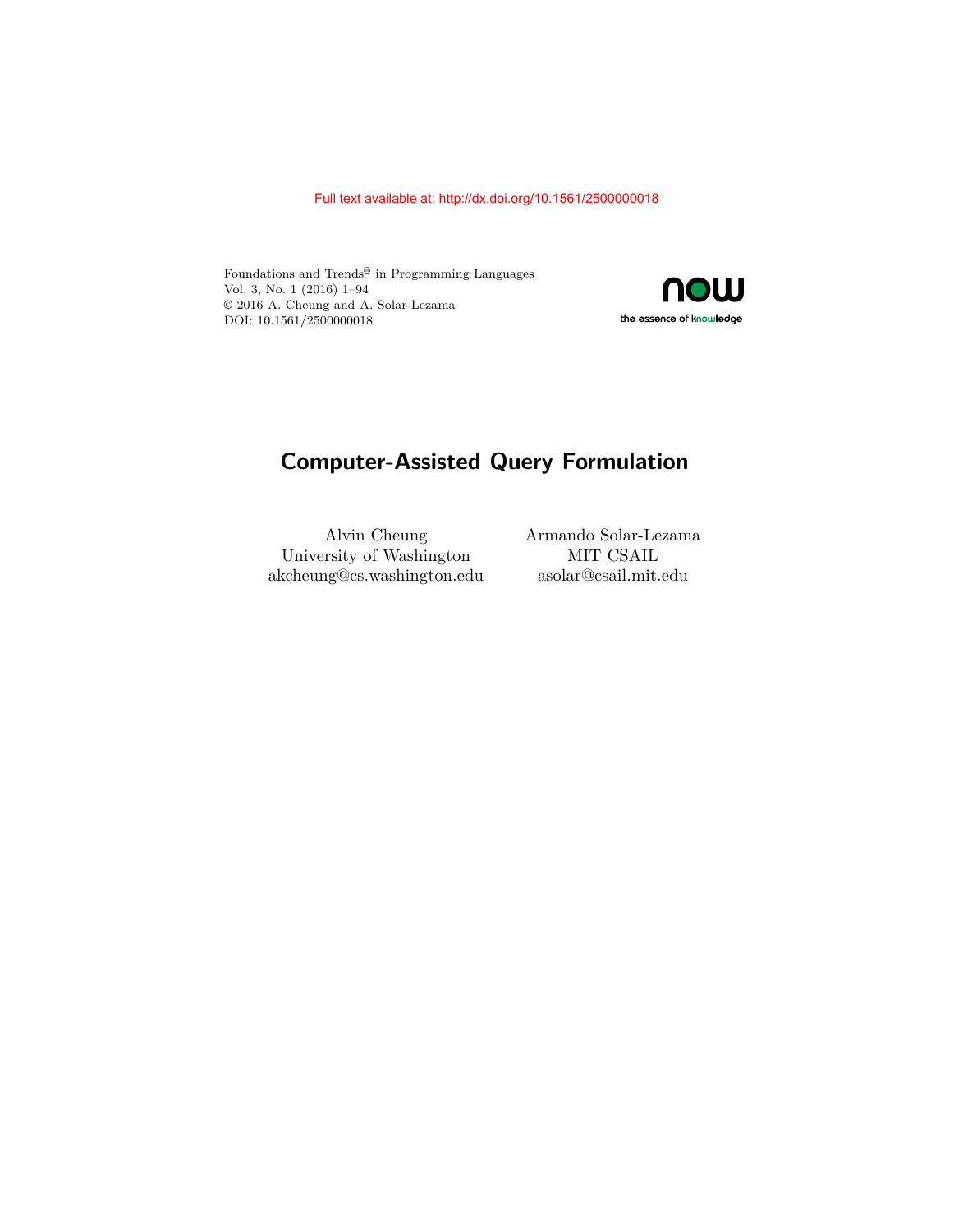Full text available at: http://dx.doi.org/10.1561/2500000018

Foundations and Trends® in Programming Languages
Vol. 3, No. 1 (2016) 1–94
© 2016 A. Cheung and A. Solar-Lezama
DOI: 10.1561/2500000018

# Computer-Assisted Query Formulation

Alvin Cheung
University of Washington
akcheung@cs.washington.edu

Armando Solar-Lezama
MIT CSAIL
asolar@csail.mit.edu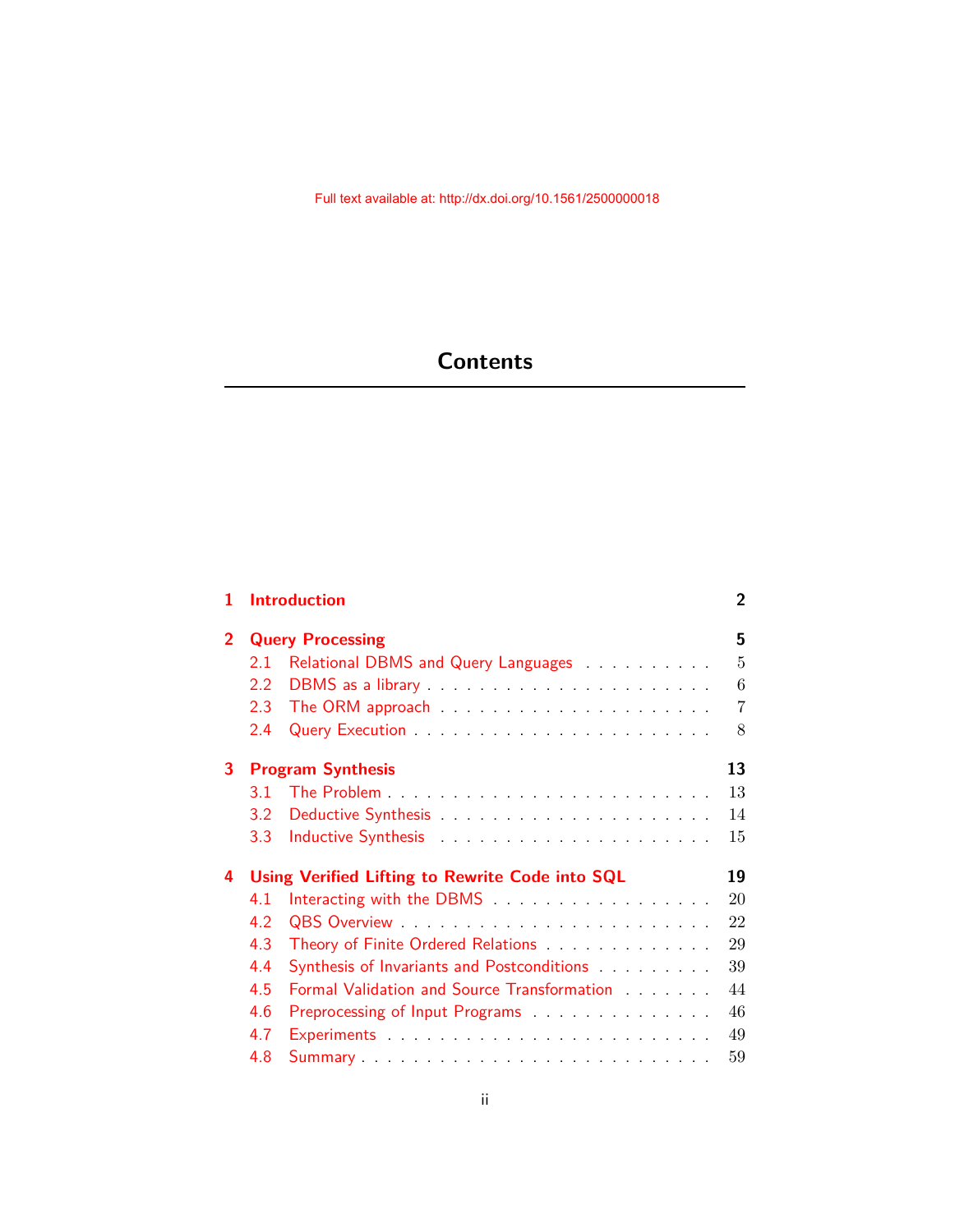# Contents

| | | |
|---|---|---|
| **1** | **Introduction** | **2** |
| **2** | **Query Processing** | **5** |
| 2.1 | Relational DBMS and Query Languages | 5 |
| 2.2 | DBMS as a library | 6 |
| 2.3 | The ORM approach | 7 |
| 2.4 | Query Execution | 8 |
| **3** | **Program Synthesis** | **13** |
| 3.1 | The Problem | 13 |
| 3.2 | Deductive Synthesis | 14 |
| 3.3 | Inductive Synthesis | 15 |
| **4** | **Using Verified Lifting to Rewrite Code into SQL** | **19** |
| 4.1 | Interacting with the DBMS | 20 |
| 4.2 | QBS Overview | 22 |
| 4.3 | Theory of Finite Ordered Relations | 29 |
| 4.4 | Synthesis of Invariants and Postconditions | 39 |
| 4.5 | Formal Validation and Source Transformation | 44 |
| 4.6 | Preprocessing of Input Programs | 46 |
| 4.7 | Experiments | 49 |
| 4.8 | Summary | 59 |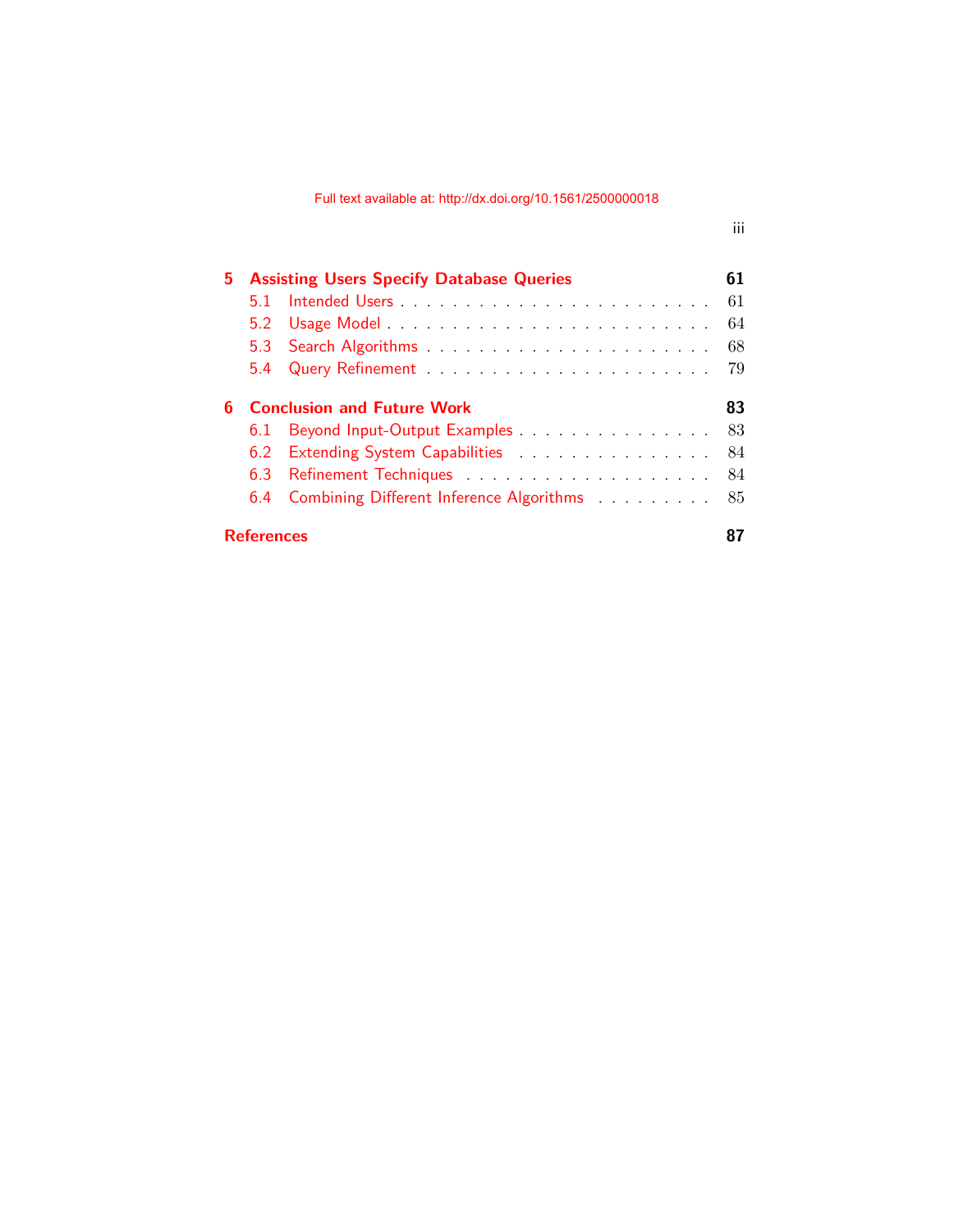**5 Assisting Users Specify Database Queries** **61**

- 5.1 Intended Users . . . . . . . . . . . . . . . . . . . . . . . . . 61
- 5.2 Usage Model . . . . . . . . . . . . . . . . . . . . . . . . . 64
- 5.3 Search Algorithms . . . . . . . . . . . . . . . . . . . . . . 68
- 5.4 Query Refinement . . . . . . . . . . . . . . . . . . . . . . 79

**6 Conclusion and Future Work** **83**

- 6.1 Beyond Input-Output Examples . . . . . . . . . . . . . . . . 83
- 6.2 Extending System Capabilities . . . . . . . . . . . . . . . . 84
- 6.3 Refinement Techniques . . . . . . . . . . . . . . . . . . . . 84
- 6.4 Combining Different Inference Algorithms . . . . . . . . . . 85

**References** **87**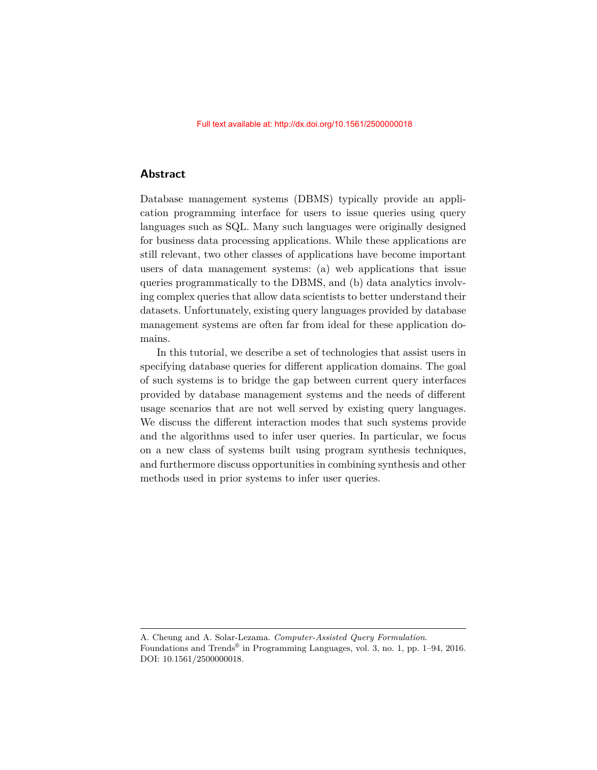## Abstract

Database management systems (DBMS) typically provide an application programming interface for users to issue queries using query languages such as SQL. Many such languages were originally designed for business data processing applications. While these applications are still relevant, two other classes of applications have become important users of data management systems: (a) web applications that issue queries programmatically to the DBMS, and (b) data analytics involving complex queries that allow data scientists to better understand their datasets. Unfortunately, existing query languages provided by database management systems are often far from ideal for these application domains.

In this tutorial, we describe a set of technologies that assist users in specifying database queries for different application domains. The goal of such systems is to bridge the gap between current query interfaces provided by database management systems and the needs of different usage scenarios that are not well served by existing query languages. We discuss the different interaction modes that such systems provide and the algorithms used to infer user queries. In particular, we focus on a new class of systems built using program synthesis techniques, and furthermore discuss opportunities in combining synthesis and other methods used in prior systems to infer user queries.

A. Cheung and A. Solar-Lezama. *Computer-Assisted Query Formulation*. Foundations and Trends® in Programming Languages, vol. 3, no. 1, pp. 1–94, 2016. DOI: 10.1561/2500000018.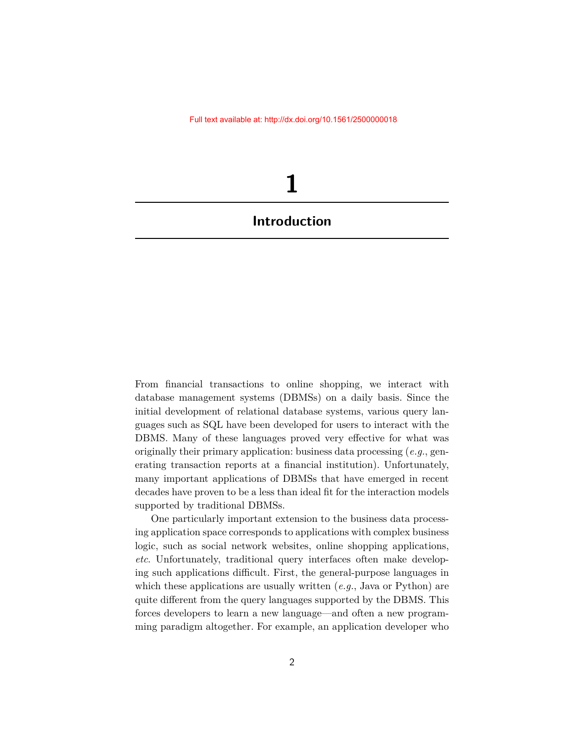# 1

# Introduction

From financial transactions to online shopping, we interact with database management systems (DBMSs) on a daily basis. Since the initial development of relational database systems, various query languages such as SQL have been developed for users to interact with the DBMS. Many of these languages proved very effective for what was originally their primary application: business data processing (*e.g.*, generating transaction reports at a financial institution). Unfortunately, many important applications of DBMSs that have emerged in recent decades have proven to be a less than ideal fit for the interaction models supported by traditional DBMSs.

One particularly important extension to the business data processing application space corresponds to applications with complex business logic, such as social network websites, online shopping applications, *etc*. Unfortunately, traditional query interfaces often make developing such applications difficult. First, the general-purpose languages in which these applications are usually written (*e.g.*, Java or Python) are quite different from the query languages supported by the DBMS. This forces developers to learn a new language—and often a new programming paradigm altogether. For example, an application developer who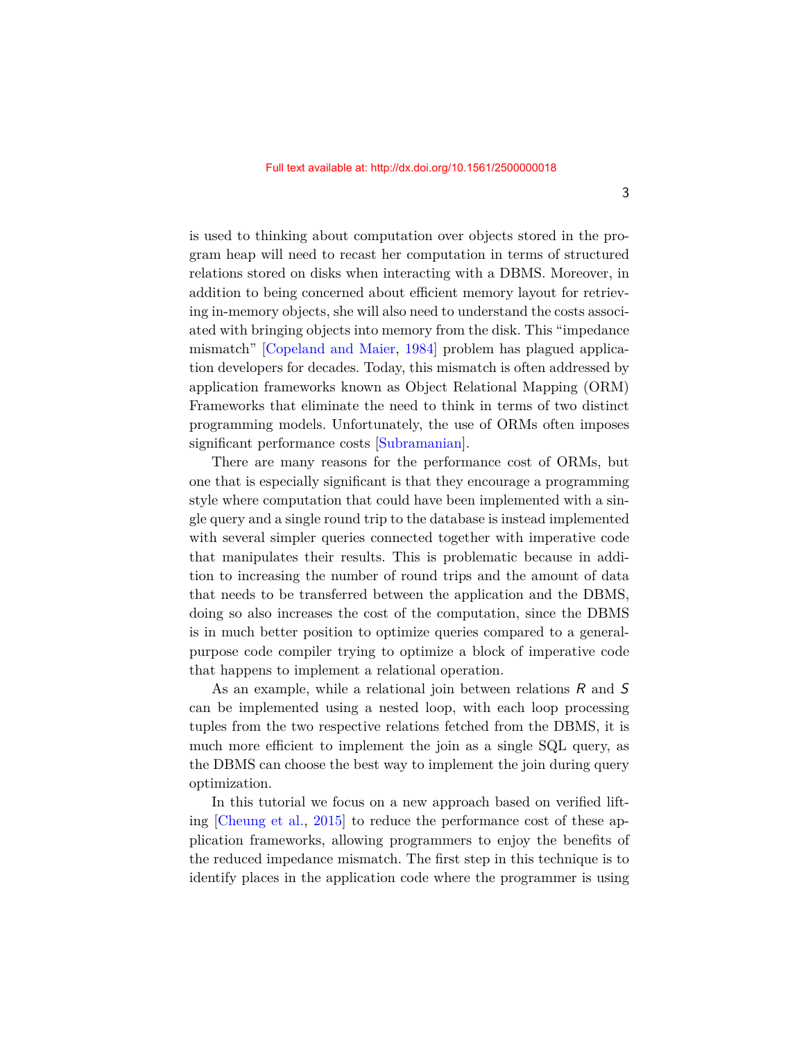is used to thinking about computation over objects stored in the program heap will need to recast her computation in terms of structured relations stored on disks when interacting with a DBMS. Moreover, in addition to being concerned about efficient memory layout for retrieving in-memory objects, she will also need to understand the costs associated with bringing objects into memory from the disk. This "impedance mismatch" [Copeland and Maier, 1984] problem has plagued application developers for decades. Today, this mismatch is often addressed by application frameworks known as Object Relational Mapping (ORM) Frameworks that eliminate the need to think in terms of two distinct programming models. Unfortunately, the use of ORMs often imposes significant performance costs [Subramanian].

There are many reasons for the performance cost of ORMs, but one that is especially significant is that they encourage a programming style where computation that could have been implemented with a single query and a single round trip to the database is instead implemented with several simpler queries connected together with imperative code that manipulates their results. This is problematic because in addition to increasing the number of round trips and the amount of data that needs to be transferred between the application and the DBMS, doing so also increases the cost of the computation, since the DBMS is in much better position to optimize queries compared to a general-purpose code compiler trying to optimize a block of imperative code that happens to implement a relational operation.

As an example, while a relational join between relations $R$ and $S$ can be implemented using a nested loop, with each loop processing tuples from the two respective relations fetched from the DBMS, it is much more efficient to implement the join as a single SQL query, as the DBMS can choose the best way to implement the join during query optimization.

In this tutorial we focus on a new approach based on verified lifting [Cheung et al., 2015] to reduce the performance cost of these application frameworks, allowing programmers to enjoy the benefits of the reduced impedance mismatch. The first step in this technique is to identify places in the application code where the programmer is using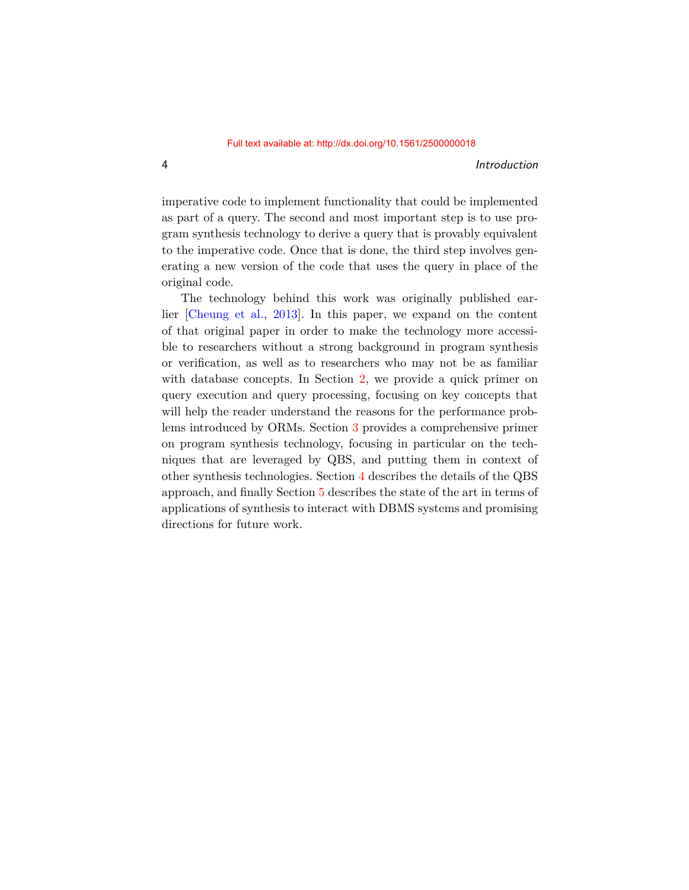imperative code to implement functionality that could be implemented as part of a query. The second and most important step is to use program synthesis technology to derive a query that is provably equivalent to the imperative code. Once that is done, the third step involves generating a new version of the code that uses the query in place of the original code.

The technology behind this work was originally published earlier [Cheung et al., 2013]. In this paper, we expand on the content of that original paper in order to make the technology more accessible to researchers without a strong background in program synthesis or verification, as well as to researchers who may not be as familiar with database concepts. In Section 2, we provide a quick primer on query execution and query processing, focusing on key concepts that will help the reader understand the reasons for the performance problems introduced by ORMs. Section 3 provides a comprehensive primer on program synthesis technology, focusing in particular on the techniques that are leveraged by QBS, and putting them in context of other synthesis technologies. Section 4 describes the details of the QBS approach, and finally Section 5 describes the state of the art in terms of applications of synthesis to interact with DBMS systems and promising directions for future work.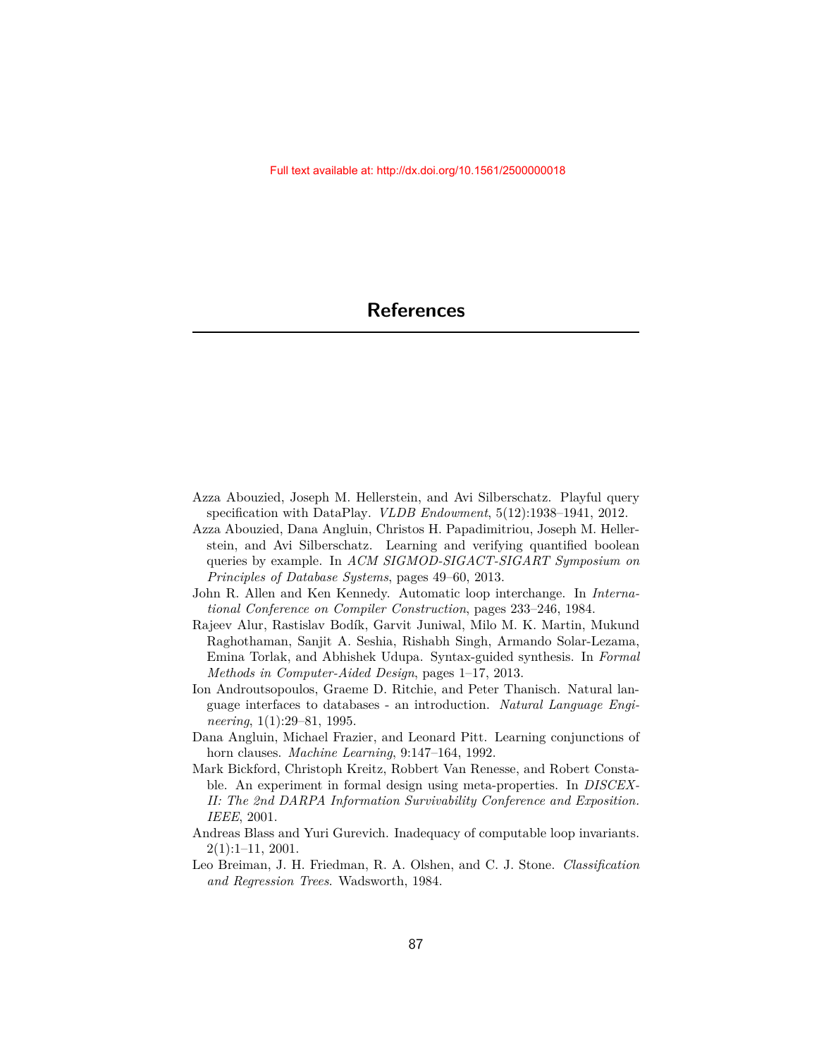# References

Azza Abouzied, Joseph M. Hellerstein, and Avi Silberschatz. Playful query specification with DataPlay. *VLDB Endowment*, 5(12):1938–1941, 2012.

Azza Abouzied, Dana Angluin, Christos H. Papadimitriou, Joseph M. Hellerstein, and Avi Silberschatz. Learning and verifying quantified boolean queries by example. In *ACM SIGMOD-SIGACT-SIGART Symposium on Principles of Database Systems*, pages 49–60, 2013.

John R. Allen and Ken Kennedy. Automatic loop interchange. In *International Conference on Compiler Construction*, pages 233–246, 1984.

Rajeev Alur, Rastislav Bodík, Garvit Juniwal, Milo M. K. Martin, Mukund Raghothaman, Sanjit A. Seshia, Rishabh Singh, Armando Solar-Lezama, Emina Torlak, and Abhishek Udupa. Syntax-guided synthesis. In *Formal Methods in Computer-Aided Design*, pages 1–17, 2013.

Ion Androutsopoulos, Graeme D. Ritchie, and Peter Thanisch. Natural language interfaces to databases - an introduction. *Natural Language Engineering*, 1(1):29–81, 1995.

Dana Angluin, Michael Frazier, and Leonard Pitt. Learning conjunctions of horn clauses. *Machine Learning*, 9:147–164, 1992.

Mark Bickford, Christoph Kreitz, Robbert Van Renesse, and Robert Constable. An experiment in formal design using meta-properties. In *DISCEX-II: The 2nd DARPA Information Survivability Conference and Exposition. IEEE*, 2001.

Andreas Blass and Yuri Gurevich. Inadequacy of computable loop invariants. 2(1):1–11, 2001.

Leo Breiman, J. H. Friedman, R. A. Olshen, and C. J. Stone. *Classification and Regression Trees*. Wadsworth, 1984.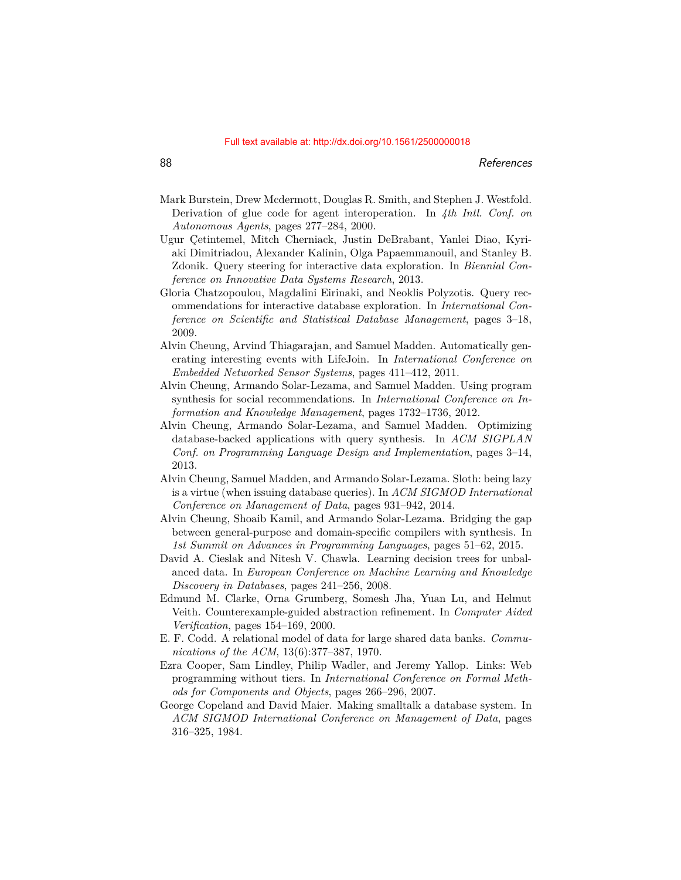Mark Burstein, Drew Mcdermott, Douglas R. Smith, and Stephen J. Westfold. Derivation of glue code for agent interoperation. In *4th Intl. Conf. on Autonomous Agents*, pages 277–284, 2000.

Ugur Çetintemel, Mitch Cherniack, Justin DeBrabant, Yanlei Diao, Kyriaki Dimitriadou, Alexander Kalinin, Olga Papaemmanouil, and Stanley B. Zdonik. Query steering for interactive data exploration. In *Biennial Conference on Innovative Data Systems Research*, 2013.

Gloria Chatzopoulou, Magdalini Eirinaki, and Neoklis Polyzotis. Query recommendations for interactive database exploration. In *International Conference on Scientific and Statistical Database Management*, pages 3–18, 2009.

Alvin Cheung, Arvind Thiagarajan, and Samuel Madden. Automatically generating interesting events with LifeJoin. In *International Conference on Embedded Networked Sensor Systems*, pages 411–412, 2011.

Alvin Cheung, Armando Solar-Lezama, and Samuel Madden. Using program synthesis for social recommendations. In *International Conference on Information and Knowledge Management*, pages 1732–1736, 2012.

Alvin Cheung, Armando Solar-Lezama, and Samuel Madden. Optimizing database-backed applications with query synthesis. In *ACM SIGPLAN Conf. on Programming Language Design and Implementation*, pages 3–14, 2013.

Alvin Cheung, Samuel Madden, and Armando Solar-Lezama. Sloth: being lazy is a virtue (when issuing database queries). In *ACM SIGMOD International Conference on Management of Data*, pages 931–942, 2014.

Alvin Cheung, Shoaib Kamil, and Armando Solar-Lezama. Bridging the gap between general-purpose and domain-specific compilers with synthesis. In *1st Summit on Advances in Programming Languages*, pages 51–62, 2015.

David A. Cieslak and Nitesh V. Chawla. Learning decision trees for unbalanced data. In *European Conference on Machine Learning and Knowledge Discovery in Databases*, pages 241–256, 2008.

Edmund M. Clarke, Orna Grumberg, Somesh Jha, Yuan Lu, and Helmut Veith. Counterexample-guided abstraction refinement. In *Computer Aided Verification*, pages 154–169, 2000.

E. F. Codd. A relational model of data for large shared data banks. *Communications of the ACM*, 13(6):377–387, 1970.

Ezra Cooper, Sam Lindley, Philip Wadler, and Jeremy Yallop. Links: Web programming without tiers. In *International Conference on Formal Methods for Components and Objects*, pages 266–296, 2007.

George Copeland and David Maier. Making smalltalk a database system. In *ACM SIGMOD International Conference on Management of Data*, pages 316–325, 1984.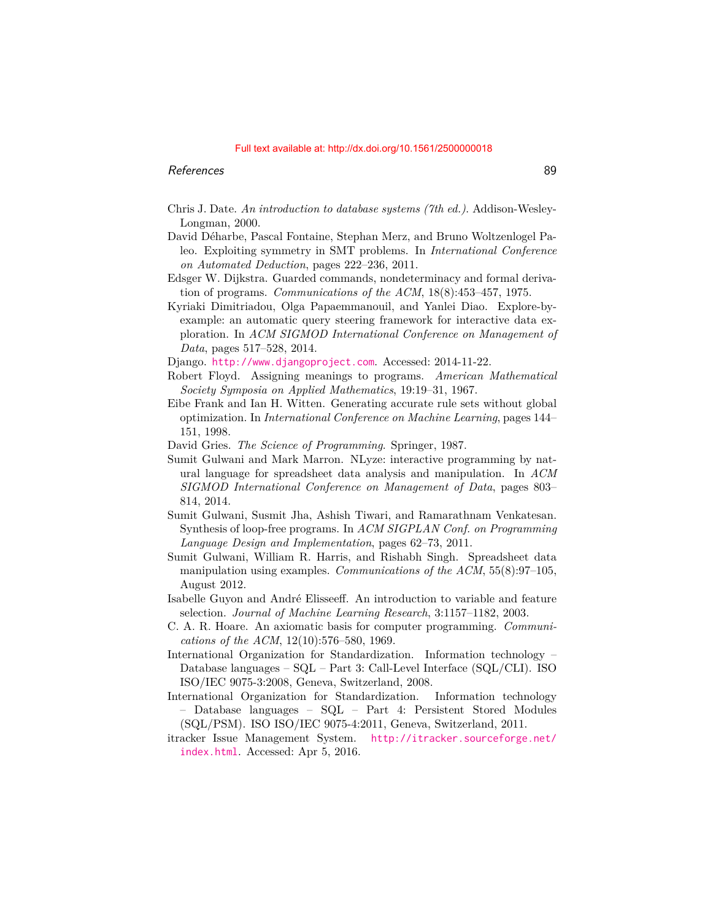Chris J. Date. *An introduction to database systems (7th ed.)*. Addison-Wesley-Longman, 2000.

David Déharbe, Pascal Fontaine, Stephan Merz, and Bruno Woltzenlogel Paleo. Exploiting symmetry in SMT problems. In *International Conference on Automated Deduction*, pages 222–236, 2011.

Edsger W. Dijkstra. Guarded commands, nondeterminacy and formal derivation of programs. *Communications of the ACM*, 18(8):453–457, 1975.

Kyriaki Dimitriadou, Olga Papaemmanouil, and Yanlei Diao. Explore-by-example: an automatic query steering framework for interactive data exploration. In *ACM SIGMOD International Conference on Management of Data*, pages 517–528, 2014.

Django. http://www.djangoproject.com. Accessed: 2014-11-22.

Robert Floyd. Assigning meanings to programs. *American Mathematical Society Symposia on Applied Mathematics*, 19:19–31, 1967.

Eibe Frank and Ian H. Witten. Generating accurate rule sets without global optimization. In *International Conference on Machine Learning*, pages 144–151, 1998.

David Gries. *The Science of Programming*. Springer, 1987.

Sumit Gulwani and Mark Marron. NLyze: interactive programming by natural language for spreadsheet data analysis and manipulation. In *ACM SIGMOD International Conference on Management of Data*, pages 803–814, 2014.

Sumit Gulwani, Susmit Jha, Ashish Tiwari, and Ramarathnam Venkatesan. Synthesis of loop-free programs. In *ACM SIGPLAN Conf. on Programming Language Design and Implementation*, pages 62–73, 2011.

Sumit Gulwani, William R. Harris, and Rishabh Singh. Spreadsheet data manipulation using examples. *Communications of the ACM*, 55(8):97–105, August 2012.

Isabelle Guyon and André Elisseeff. An introduction to variable and feature selection. *Journal of Machine Learning Research*, 3:1157–1182, 2003.

C. A. R. Hoare. An axiomatic basis for computer programming. *Communications of the ACM*, 12(10):576–580, 1969.

International Organization for Standardization. Information technology – Database languages – SQL – Part 3: Call-Level Interface (SQL/CLI). ISO ISO/IEC 9075-3:2008, Geneva, Switzerland, 2008.

International Organization for Standardization. Information technology – Database languages – SQL – Part 4: Persistent Stored Modules (SQL/PSM). ISO ISO/IEC 9075-4:2011, Geneva, Switzerland, 2011.

itracker Issue Management System. http://itracker.sourceforge.net/index.html. Accessed: Apr 5, 2016.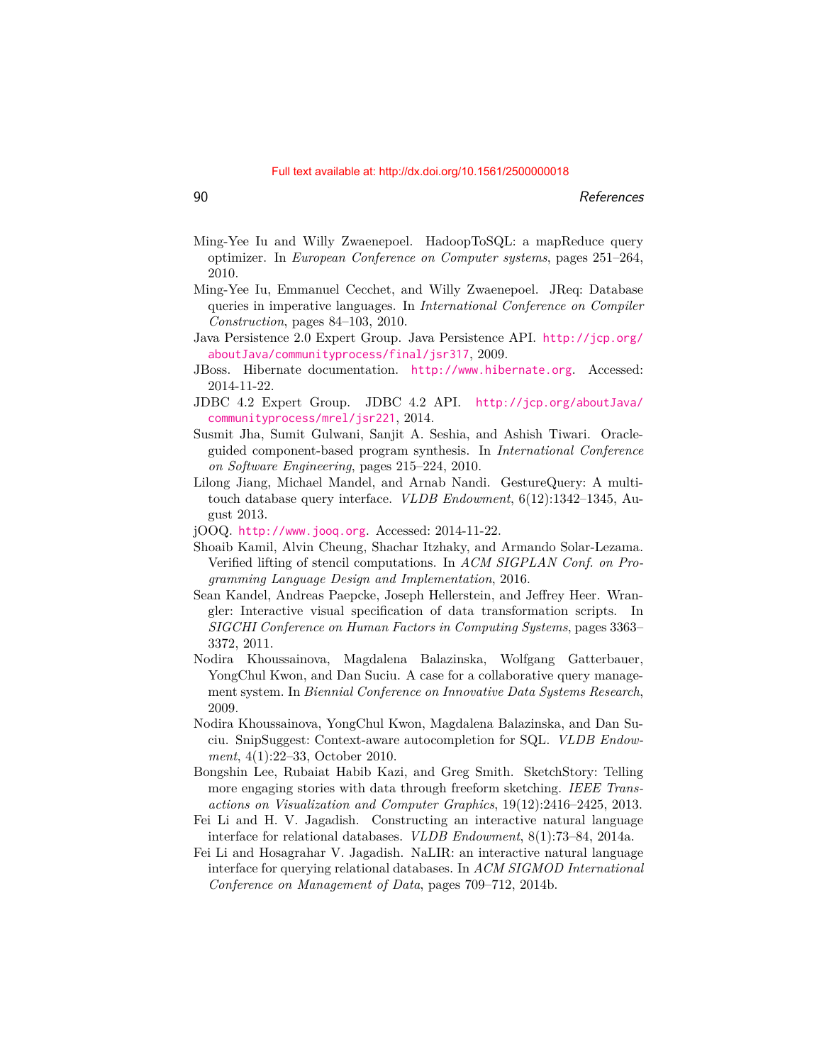Ming-Yee Iu and Willy Zwaenepoel. HadoopToSQL: a mapReduce query optimizer. In *European Conference on Computer systems*, pages 251–264, 2010.

Ming-Yee Iu, Emmanuel Cecchet, and Willy Zwaenepoel. JReq: Database queries in imperative languages. In *International Conference on Compiler Construction*, pages 84–103, 2010.

Java Persistence 2.0 Expert Group. Java Persistence API. http://jcp.org/aboutJava/communityprocess/final/jsr317, 2009.

JBoss. Hibernate documentation. http://www.hibernate.org. Accessed: 2014-11-22.

JDBC 4.2 Expert Group. JDBC 4.2 API. http://jcp.org/aboutJava/communityprocess/mrel/jsr221, 2014.

Susmit Jha, Sumit Gulwani, Sanjit A. Seshia, and Ashish Tiwari. Oracle-guided component-based program synthesis. In *International Conference on Software Engineering*, pages 215–224, 2010.

Lilong Jiang, Michael Mandel, and Arnab Nandi. GestureQuery: A multi-touch database query interface. *VLDB Endowment*, 6(12):1342–1345, August 2013.

jOOQ. http://www.jooq.org. Accessed: 2014-11-22.

Shoaib Kamil, Alvin Cheung, Shachar Itzhaky, and Armando Solar-Lezama. Verified lifting of stencil computations. In *ACM SIGPLAN Conf. on Programming Language Design and Implementation*, 2016.

Sean Kandel, Andreas Paepcke, Joseph Hellerstein, and Jeffrey Heer. Wrangler: Interactive visual specification of data transformation scripts. In *SIGCHI Conference on Human Factors in Computing Systems*, pages 3363–3372, 2011.

Nodira Khoussainova, Magdalena Balazinska, Wolfgang Gatterbauer, YongChul Kwon, and Dan Suciu. A case for a collaborative query management system. In *Biennial Conference on Innovative Data Systems Research*, 2009.

Nodira Khoussainova, YongChul Kwon, Magdalena Balazinska, and Dan Suciu. SnipSuggest: Context-aware autocompletion for SQL. *VLDB Endowment*, 4(1):22–33, October 2010.

Bongshin Lee, Rubaiat Habib Kazi, and Greg Smith. SketchStory: Telling more engaging stories with data through freeform sketching. *IEEE Transactions on Visualization and Computer Graphics*, 19(12):2416–2425, 2013.

Fei Li and H. V. Jagadish. Constructing an interactive natural language interface for relational databases. *VLDB Endowment*, 8(1):73–84, 2014a.

Fei Li and Hosagrahar V. Jagadish. NaLIR: an interactive natural language interface for querying relational databases. In *ACM SIGMOD International Conference on Management of Data*, pages 709–712, 2014b.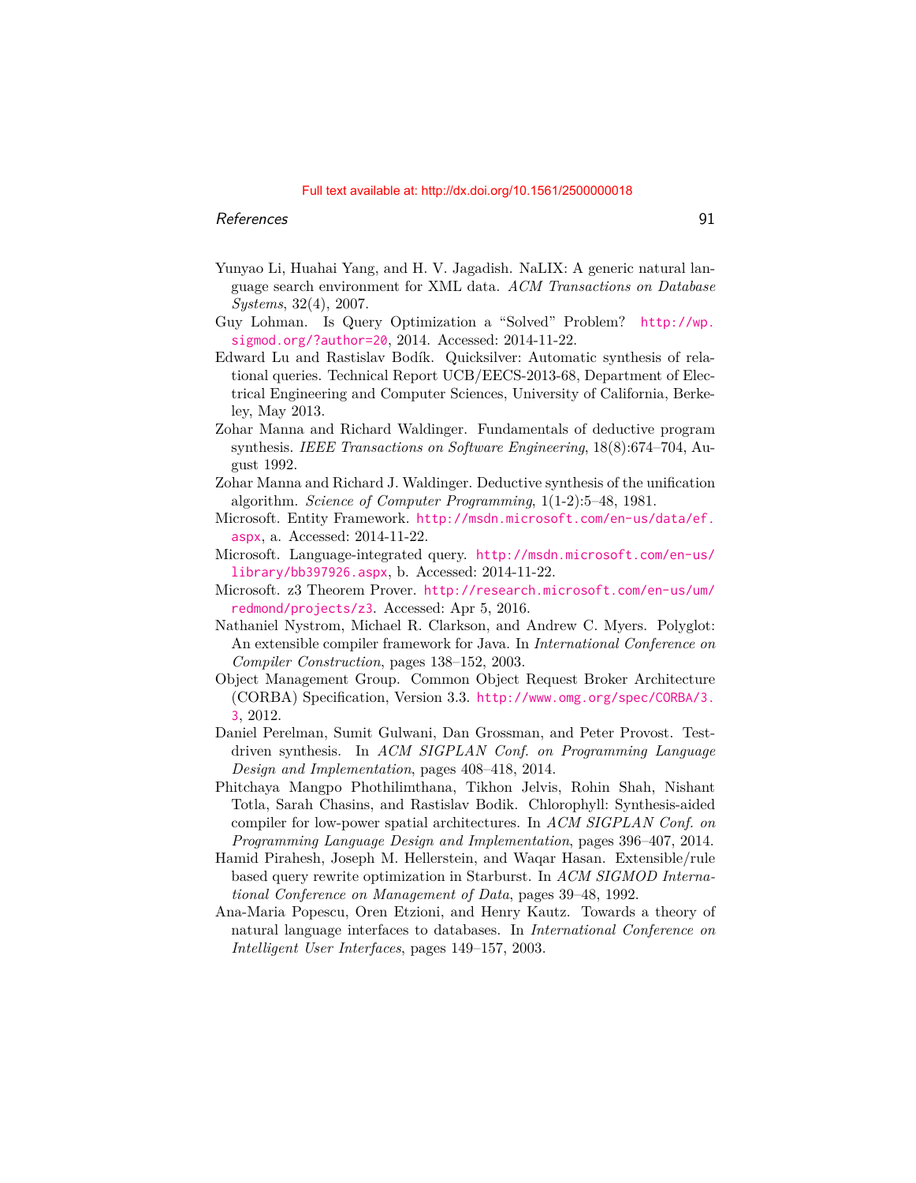Yunyao Li, Huahai Yang, and H. V. Jagadish. NaLIX: A generic natural language search environment for XML data. *ACM Transactions on Database Systems*, 32(4), 2007.

Guy Lohman. Is Query Optimization a "Solved" Problem? http://wp.sigmod.org/?author=20, 2014. Accessed: 2014-11-22.

Edward Lu and Rastislav Bodík. Quicksilver: Automatic synthesis of relational queries. Technical Report UCB/EECS-2013-68, Department of Electrical Engineering and Computer Sciences, University of California, Berkeley, May 2013.

Zohar Manna and Richard Waldinger. Fundamentals of deductive program synthesis. *IEEE Transactions on Software Engineering*, 18(8):674–704, August 1992.

Zohar Manna and Richard J. Waldinger. Deductive synthesis of the unification algorithm. *Science of Computer Programming*, 1(1-2):5–48, 1981.

Microsoft. Entity Framework. http://msdn.microsoft.com/en-us/data/ef.aspx, a. Accessed: 2014-11-22.

Microsoft. Language-integrated query. http://msdn.microsoft.com/en-us/library/bb397926.aspx, b. Accessed: 2014-11-22.

Microsoft. z3 Theorem Prover. http://research.microsoft.com/en-us/um/redmond/projects/z3. Accessed: Apr 5, 2016.

Nathaniel Nystrom, Michael R. Clarkson, and Andrew C. Myers. Polyglot: An extensible compiler framework for Java. In *International Conference on Compiler Construction*, pages 138–152, 2003.

Object Management Group. Common Object Request Broker Architecture (CORBA) Specification, Version 3.3. http://www.omg.org/spec/CORBA/3.3, 2012.

Daniel Perelman, Sumit Gulwani, Dan Grossman, and Peter Provost. Test-driven synthesis. In *ACM SIGPLAN Conf. on Programming Language Design and Implementation*, pages 408–418, 2014.

Phitchaya Mangpo Phothilimthana, Tikhon Jelvis, Rohin Shah, Nishant Totla, Sarah Chasins, and Rastislav Bodik. Chlorophyll: Synthesis-aided compiler for low-power spatial architectures. In *ACM SIGPLAN Conf. on Programming Language Design and Implementation*, pages 396–407, 2014.

Hamid Pirahesh, Joseph M. Hellerstein, and Waqar Hasan. Extensible/rule based query rewrite optimization in Starburst. In *ACM SIGMOD International Conference on Management of Data*, pages 39–48, 1992.

Ana-Maria Popescu, Oren Etzioni, and Henry Kautz. Towards a theory of natural language interfaces to databases. In *International Conference on Intelligent User Interfaces*, pages 149–157, 2003.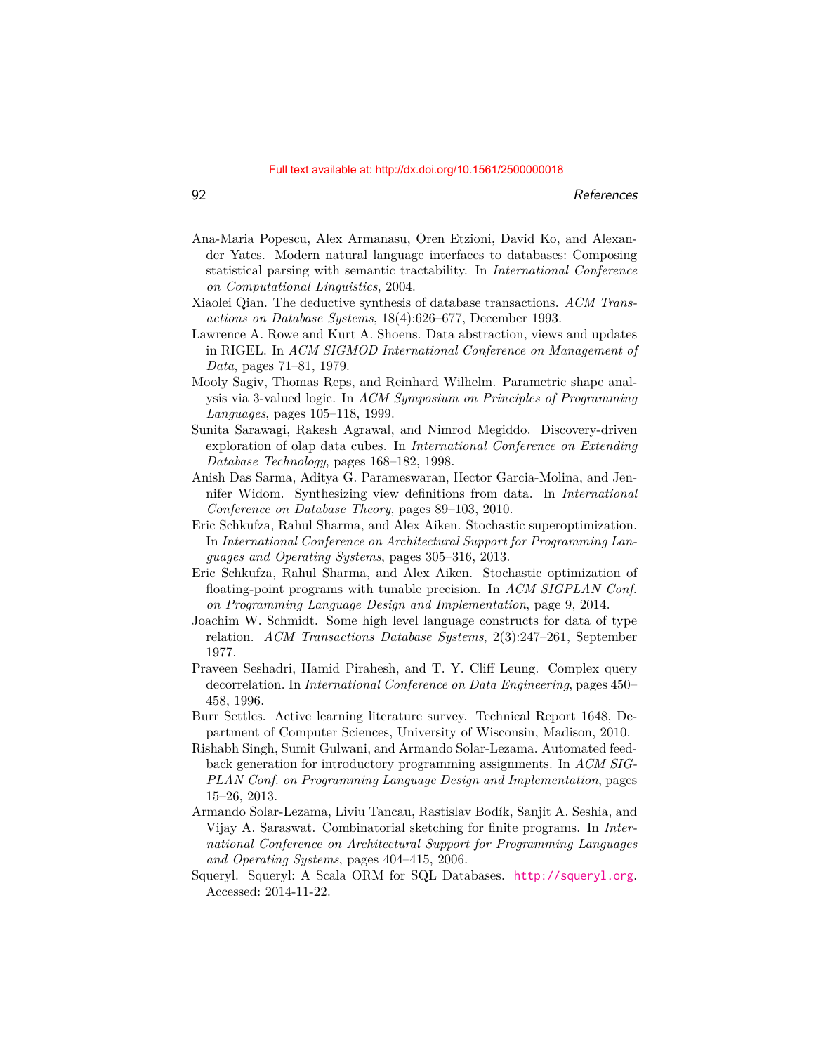Ana-Maria Popescu, Alex Armanasu, Oren Etzioni, David Ko, and Alexander Yates. Modern natural language interfaces to databases: Composing statistical parsing with semantic tractability. In *International Conference on Computational Linguistics*, 2004.

Xiaolei Qian. The deductive synthesis of database transactions. *ACM Transactions on Database Systems*, 18(4):626–677, December 1993.

Lawrence A. Rowe and Kurt A. Shoens. Data abstraction, views and updates in RIGEL. In *ACM SIGMOD International Conference on Management of Data*, pages 71–81, 1979.

Mooly Sagiv, Thomas Reps, and Reinhard Wilhelm. Parametric shape analysis via 3-valued logic. In *ACM Symposium on Principles of Programming Languages*, pages 105–118, 1999.

Sunita Sarawagi, Rakesh Agrawal, and Nimrod Megiddo. Discovery-driven exploration of olap data cubes. In *International Conference on Extending Database Technology*, pages 168–182, 1998.

Anish Das Sarma, Aditya G. Parameswaran, Hector Garcia-Molina, and Jennifer Widom. Synthesizing view definitions from data. In *International Conference on Database Theory*, pages 89–103, 2010.

Eric Schkufza, Rahul Sharma, and Alex Aiken. Stochastic superoptimization. In *International Conference on Architectural Support for Programming Languages and Operating Systems*, pages 305–316, 2013.

Eric Schkufza, Rahul Sharma, and Alex Aiken. Stochastic optimization of floating-point programs with tunable precision. In *ACM SIGPLAN Conf. on Programming Language Design and Implementation*, page 9, 2014.

Joachim W. Schmidt. Some high level language constructs for data of type relation. *ACM Transactions Database Systems*, 2(3):247–261, September 1977.

Praveen Seshadri, Hamid Pirahesh, and T. Y. Cliff Leung. Complex query decorrelation. In *International Conference on Data Engineering*, pages 450–458, 1996.

Burr Settles. Active learning literature survey. Technical Report 1648, Department of Computer Sciences, University of Wisconsin, Madison, 2010.

Rishabh Singh, Sumit Gulwani, and Armando Solar-Lezama. Automated feedback generation for introductory programming assignments. In *ACM SIGPLAN Conf. on Programming Language Design and Implementation*, pages 15–26, 2013.

Armando Solar-Lezama, Liviu Tancau, Rastislav Bodík, Sanjit A. Seshia, and Vijay A. Saraswat. Combinatorial sketching for finite programs. In *International Conference on Architectural Support for Programming Languages and Operating Systems*, pages 404–415, 2006.

Squeryl. Squeryl: A Scala ORM for SQL Databases. http://squeryl.org. Accessed: 2014-11-22.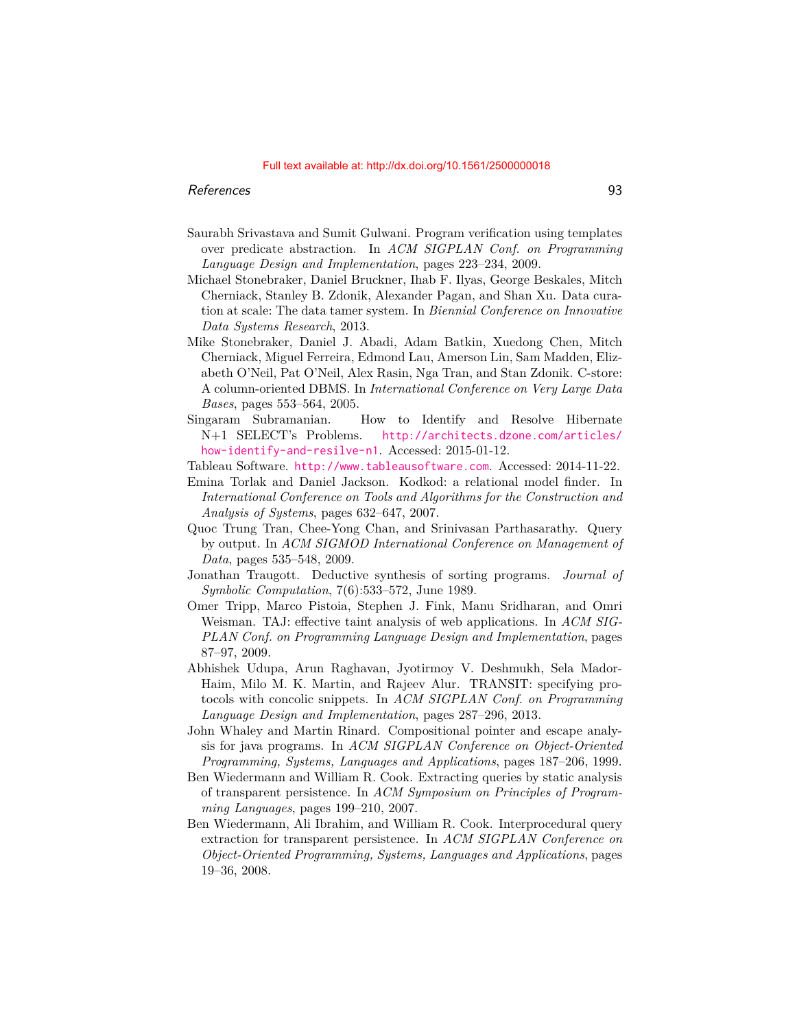Saurabh Srivastava and Sumit Gulwani. Program verification using templates over predicate abstraction. In *ACM SIGPLAN Conf. on Programming Language Design and Implementation*, pages 223–234, 2009.

Michael Stonebraker, Daniel Bruckner, Ihab F. Ilyas, George Beskales, Mitch Cherniack, Stanley B. Zdonik, Alexander Pagan, and Shan Xu. Data curation at scale: The data tamer system. In *Biennial Conference on Innovative Data Systems Research*, 2013.

Mike Stonebraker, Daniel J. Abadi, Adam Batkin, Xuedong Chen, Mitch Cherniack, Miguel Ferreira, Edmond Lau, Amerson Lin, Sam Madden, Elizabeth O'Neil, Pat O'Neil, Alex Rasin, Nga Tran, and Stan Zdonik. C-store: A column-oriented DBMS. In *International Conference on Very Large Data Bases*, pages 553–564, 2005.

Singaram Subramanian. How to Identify and Resolve Hibernate N+1 SELECT's Problems. http://architects.dzone.com/articles/how-identify-and-resilve-n1. Accessed: 2015-01-12.

Tableau Software. http://www.tableausoftware.com. Accessed: 2014-11-22.

Emina Torlak and Daniel Jackson. Kodkod: a relational model finder. In *International Conference on Tools and Algorithms for the Construction and Analysis of Systems*, pages 632–647, 2007.

Quoc Trung Tran, Chee-Yong Chan, and Srinivasan Parthasarathy. Query by output. In *ACM SIGMOD International Conference on Management of Data*, pages 535–548, 2009.

Jonathan Traugott. Deductive synthesis of sorting programs. *Journal of Symbolic Computation*, 7(6):533–572, June 1989.

Omer Tripp, Marco Pistoia, Stephen J. Fink, Manu Sridharan, and Omri Weisman. TAJ: effective taint analysis of web applications. In *ACM SIGPLAN Conf. on Programming Language Design and Implementation*, pages 87–97, 2009.

Abhishek Udupa, Arun Raghavan, Jyotirmoy V. Deshmukh, Sela Mador-Haim, Milo M. K. Martin, and Rajeev Alur. TRANSIT: specifying protocols with concolic snippets. In *ACM SIGPLAN Conf. on Programming Language Design and Implementation*, pages 287–296, 2013.

John Whaley and Martin Rinard. Compositional pointer and escape analysis for java programs. In *ACM SIGPLAN Conference on Object-Oriented Programming, Systems, Languages and Applications*, pages 187–206, 1999.

Ben Wiedermann and William R. Cook. Extracting queries by static analysis of transparent persistence. In *ACM Symposium on Principles of Programming Languages*, pages 199–210, 2007.

Ben Wiedermann, Ali Ibrahim, and William R. Cook. Interprocedural query extraction for transparent persistence. In *ACM SIGPLAN Conference on Object-Oriented Programming, Systems, Languages and Applications*, pages 19–36, 2008.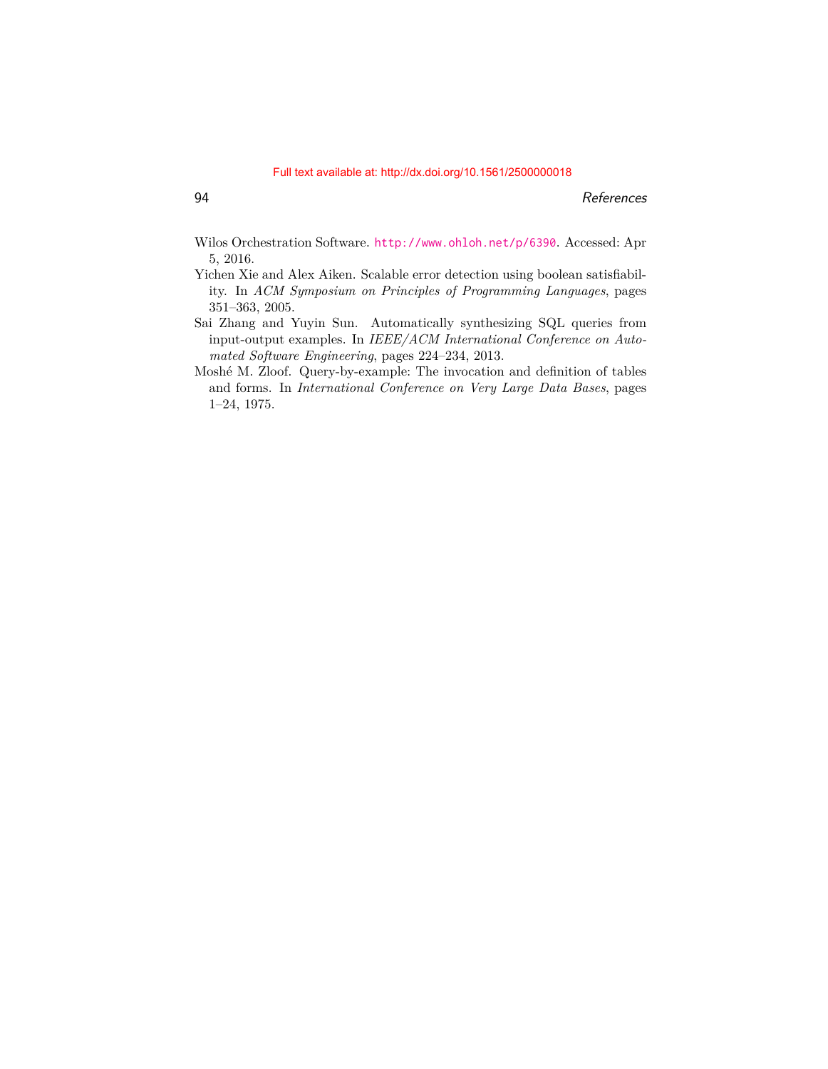Wilos Orchestration Software. http://www.ohloh.net/p/6390. Accessed: Apr 5, 2016.

Yichen Xie and Alex Aiken. Scalable error detection using boolean satisfiability. In *ACM Symposium on Principles of Programming Languages*, pages 351–363, 2005.

Sai Zhang and Yuyin Sun. Automatically synthesizing SQL queries from input-output examples. In *IEEE/ACM International Conference on Automated Software Engineering*, pages 224–234, 2013.

Moshé M. Zloof. Query-by-example: The invocation and definition of tables and forms. In *International Conference on Very Large Data Bases*, pages 1–24, 1975.